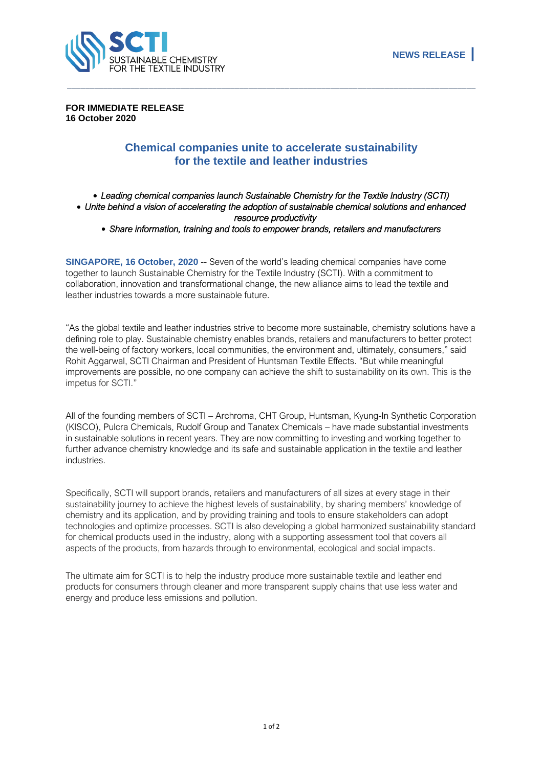SCTI SUSTAINABLE CHEMISTRY FOR THE TEXTILE INDUSTRY

**NEWS RELEASE**

**FOR IMMEDIATE RELEASE**
**16 October 2020**

# Chemical companies unite to accelerate sustainability for the textile and leather industries

- *Leading chemical companies launch Sustainable Chemistry for the Textile Industry (SCTI)*
- *Unite behind a vision of accelerating the adoption of sustainable chemical solutions and enhanced resource productivity*
- *Share information, training and tools to empower brands, retailers and manufacturers*

**SINGAPORE, 16 October, 2020** -- Seven of the world's leading chemical companies have come together to launch Sustainable Chemistry for the Textile Industry (SCTI). With a commitment to collaboration, innovation and transformational change, the new alliance aims to lead the textile and leather industries towards a more sustainable future.

"As the global textile and leather industries strive to become more sustainable, chemistry solutions have a defining role to play. Sustainable chemistry enables brands, retailers and manufacturers to better protect the well-being of factory workers, local communities, the environment and, ultimately, consumers," said Rohit Aggarwal, SCTI Chairman and President of Huntsman Textile Effects. "But while meaningful improvements are possible, no one company can achieve the shift to sustainability on its own. This is the impetus for SCTI."

All of the founding members of SCTI – Archroma, CHT Group, Huntsman, Kyung-In Synthetic Corporation (KISCO), Pulcra Chemicals, Rudolf Group and Tanatex Chemicals – have made substantial investments in sustainable solutions in recent years. They are now committing to investing and working together to further advance chemistry knowledge and its safe and sustainable application in the textile and leather industries.

Specifically, SCTI will support brands, retailers and manufacturers of all sizes at every stage in their sustainability journey to achieve the highest levels of sustainability, by sharing members' knowledge of chemistry and its application, and by providing training and tools to ensure stakeholders can adopt technologies and optimize processes. SCTI is also developing a global harmonized sustainability standard for chemical products used in the industry, along with a supporting assessment tool that covers all aspects of the products, from hazards through to environmental, ecological and social impacts.

The ultimate aim for SCTI is to help the industry produce more sustainable textile and leather end products for consumers through cleaner and more transparent supply chains that use less water and energy and produce less emissions and pollution.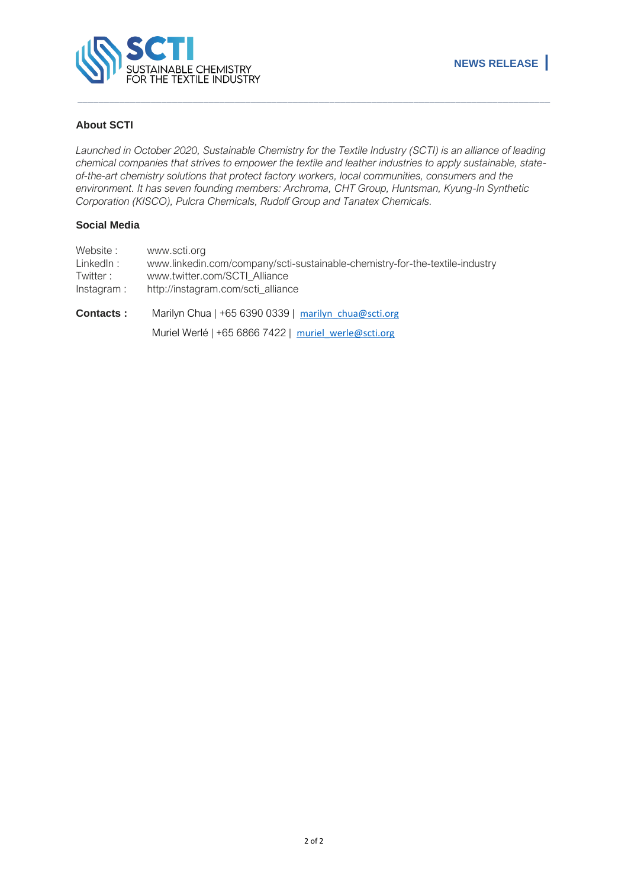## About SCTI

*Launched in October 2020, Sustainable Chemistry for the Textile Industry (SCTI) is an alliance of leading chemical companies that strives to empower the textile and leather industries to apply sustainable, state-of-the-art chemistry solutions that protect factory workers, local communities, consumers and the environment. It has seven founding members: Archroma, CHT Group, Huntsman, Kyung-In Synthetic Corporation (KISCO), Pulcra Chemicals, Rudolf Group and Tanatex Chemicals.*

## Social Media

Website : www.scti.org
LinkedIn : www.linkedin.com/company/scti-sustainable-chemistry-for-the-textile-industry
Twitter : www.twitter.com/SCTI_Alliance
Instagram : http://instagram.com/scti_alliance

**Contacts :** Marilyn Chua | +65 6390 0339 | marilyn_chua@scti.org
Muriel Werlé | +65 6866 7422 | muriel_werle@scti.org